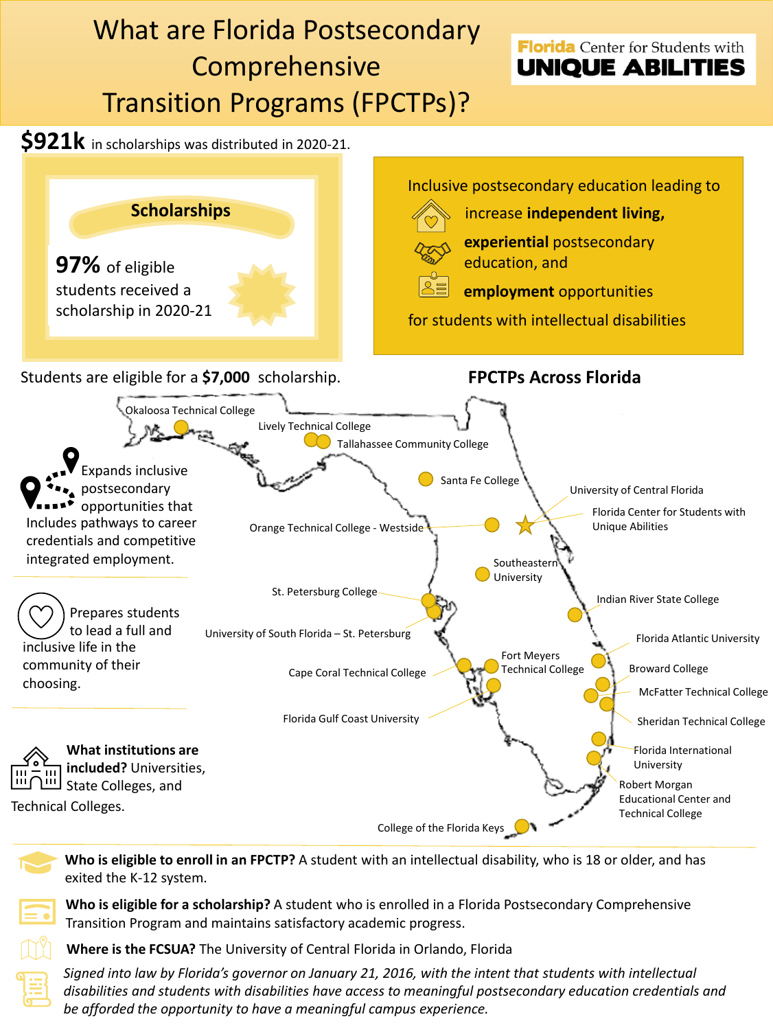# What are Florida Postsecondary Comprehensive Transition Programs (FPCTPs)?

**Florida Center for Students with UNIQUE ABILITIES**

**$921k** in scholarships was distributed in 2020-21.

## Scholarships

**97%** of eligible students received a scholarship in 2020-21

Inclusive postsecondary education leading to

- increase **independent living,**
- **experiential** postsecondary education, and
- **employment** opportunities

for students with intellectual disabilities

Students are eligible for a **$7,000** scholarship.

## FPCTPs Across Florida

- Okaloosa Technical College
- Lively Technical College
- Tallahassee Community College
- Santa Fe College
- University of Central Florida
- Florida Center for Students with Unique Abilities
- Orange Technical College - Westside
- Southeastern University
- St. Petersburg College
- Indian River State College
- University of South Florida – St. Petersburg
- Florida Atlantic University
- Fort Meyers Technical College
- Cape Coral Technical College
- Broward College
- McFatter Technical College
- Florida Gulf Coast University
- Sheridan Technical College
- Florida International University
- Robert Morgan Educational Center and Technical College
- College of the Florida Keys

Expands inclusive postsecondary opportunities that Includes pathways to career credentials and competitive integrated employment.

Prepares students to lead a full and inclusive life in the community of their choosing.

**What institutions are included?** Universities, State Colleges, and Technical Colleges.

**Who is eligible to enroll in an FPCTP?** A student with an intellectual disability, who is 18 or older, and has exited the K-12 system.

**Who is eligible for a scholarship?** A student who is enrolled in a Florida Postsecondary Comprehensive Transition Program and maintains satisfactory academic progress.

**Where is the FCSUA?** The University of Central Florida in Orlando, Florida

*Signed into law by Florida's governor on January 21, 2016, with the intent that students with intellectual disabilities and students with disabilities have access to meaningful postsecondary education credentials and be afforded the opportunity to have a meaningful campus experience.*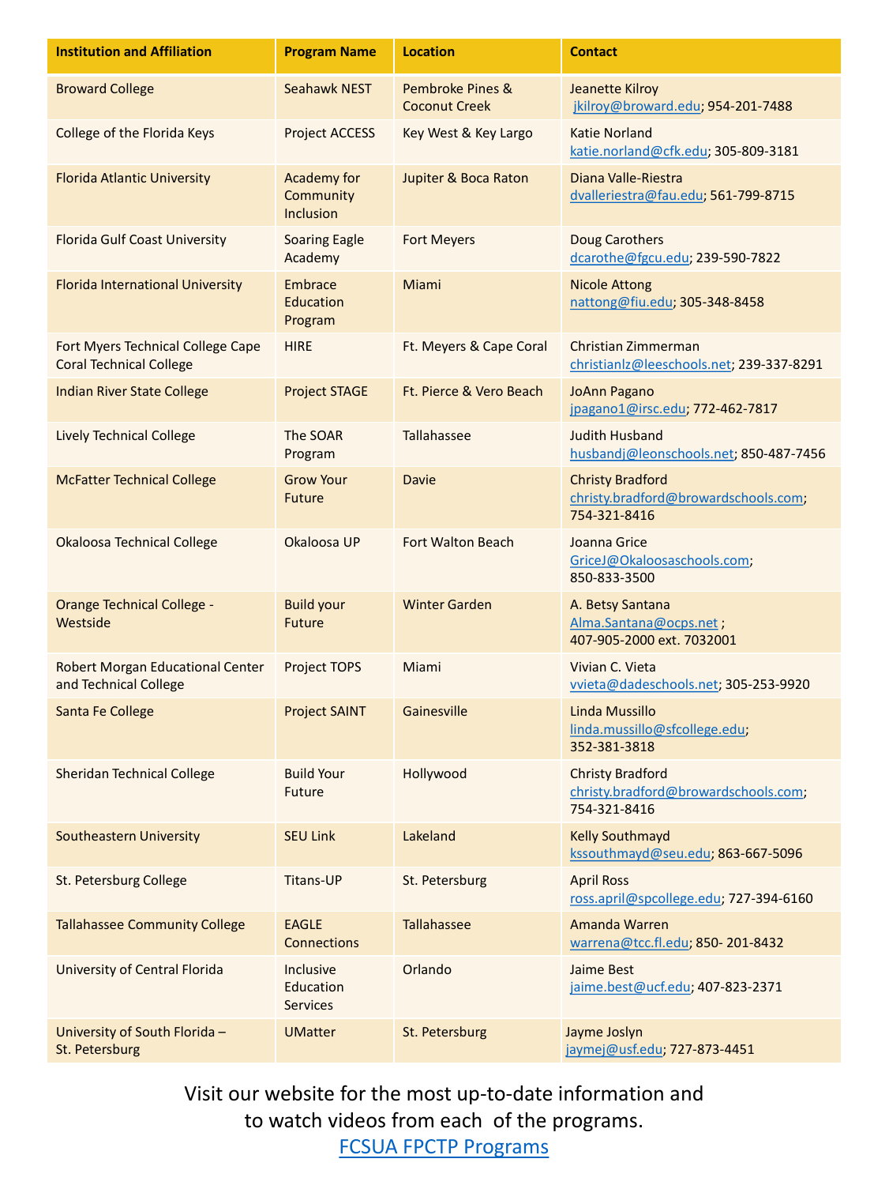| Institution and Affiliation | Program Name | Location | Contact |
|---|---|---|---|
| Broward College | Seahawk NEST | Pembroke Pines & Coconut Creek | Jeanette Kilroy jkilroy@broward.edu; 954-201-7488 |
| College of the Florida Keys | Project ACCESS | Key West & Key Largo | Katie Norland katie.norland@cfk.edu; 305-809-3181 |
| Florida Atlantic University | Academy for Community Inclusion | Jupiter & Boca Raton | Diana Valle-Riestra dvalleriestra@fau.edu; 561-799-8715 |
| Florida Gulf Coast University | Soaring Eagle Academy | Fort Meyers | Doug Carothers dcarothe@fgcu.edu; 239-590-7822 |
| Florida International University | Embrace Education Program | Miami | Nicole Attong nattong@fiu.edu; 305-348-8458 |
| Fort Myers Technical College Cape Coral Technical College | HIRE | Ft. Meyers & Cape Coral | Christian Zimmerman christianlz@leeschools.net; 239-337-8291 |
| Indian River State College | Project STAGE | Ft. Pierce & Vero Beach | JoAnn Pagano jpagano1@irsc.edu; 772-462-7817 |
| Lively Technical College | The SOAR Program | Tallahassee | Judith Husband husbandj@leonschools.net; 850-487-7456 |
| McFatter Technical College | Grow Your Future | Davie | Christy Bradford christy.bradford@browardschools.com; 754-321-8416 |
| Okaloosa Technical College | Okaloosa UP | Fort Walton Beach | Joanna Grice GriceJ@Okaloosaschools.com; 850-833-3500 |
| Orange Technical College - Westside | Build your Future | Winter Garden | A. Betsy Santana Alma.Santana@ocps.net ; 407-905-2000 ext. 7032001 |
| Robert Morgan Educational Center and Technical College | Project TOPS | Miami | Vivian C. Vieta vvieta@dadeschools.net; 305-253-9920 |
| Santa Fe College | Project SAINT | Gainesville | Linda Mussillo linda.mussillo@sfcollege.edu; 352-381-3818 |
| Sheridan Technical College | Build Your Future | Hollywood | Christy Bradford christy.bradford@browardschools.com; 754-321-8416 |
| Southeastern University | SEU Link | Lakeland | Kelly Southmayd kssouthmayd@seu.edu; 863-667-5096 |
| St. Petersburg College | Titans-UP | St. Petersburg | April Ross ross.april@spcollege.edu; 727-394-6160 |
| Tallahassee Community College | EAGLE Connections | Tallahassee | Amanda Warren warrena@tcc.fl.edu; 850- 201-8432 |
| University of Central Florida | Inclusive Education Services | Orlando | Jaime Best jaime.best@ucf.edu; 407-823-2371 |
| University of South Florida – St. Petersburg | UMatter | St. Petersburg | Jayme Joslyn jaymej@usf.edu; 727-873-4451 |

Visit our website for the most up-to-date information and to watch videos from each of the programs.

FCSUA FPCTP Programs